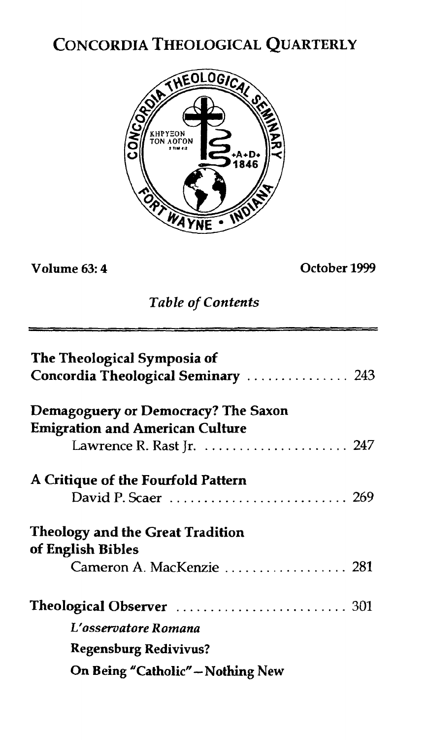# CONCORDIA THEOLOGICAL QUARTERLY

Volume 63: 4 October 1999

*Table of Contents*

| | |
|---|---|
| **The Theological Symposia of Concordia Theological Seminary** | 243 |
| **Demagoguery or Democracy? The Saxon Emigration and American Culture** Lawrence R. Rast Jr. | 247 |
| **A Critique of the Fourfold Pattern** David P. Scaer | 269 |
| **Theology and the Great Tradition of English Bibles** Cameron A. MacKenzie | 281 |
| **Theological Observer** | 301 |

*L'osservatore Romana*

**Regensburg Redivivus?**

**On Being "Catholic"—Nothing New**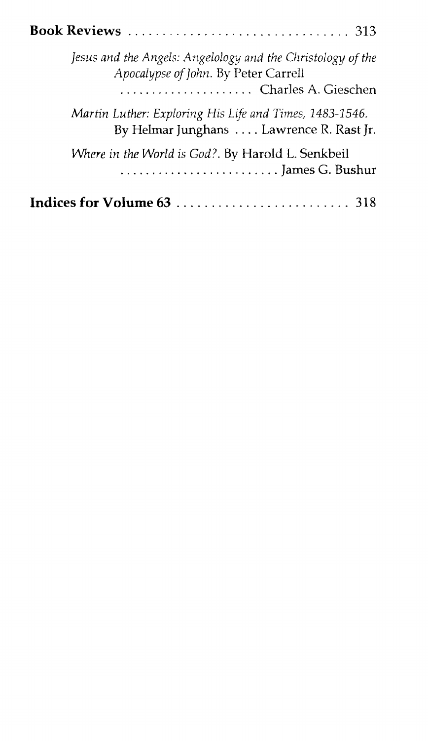**Book Reviews** .............................. 313

*Jesus and the Angels: Angelology and the Christology of the Apocalypse of John.* By Peter Carrell .................... Charles A. Gieschen

*Martin Luther: Exploring His Life and Times, 1483-1546.* By Helmar Junghans .... Lawrence R. Rast Jr.

*Where in the World is God?.* By Harold L. Senkbeil ......................... James G. Bushur

**Indices for Volume 63** ......................... 318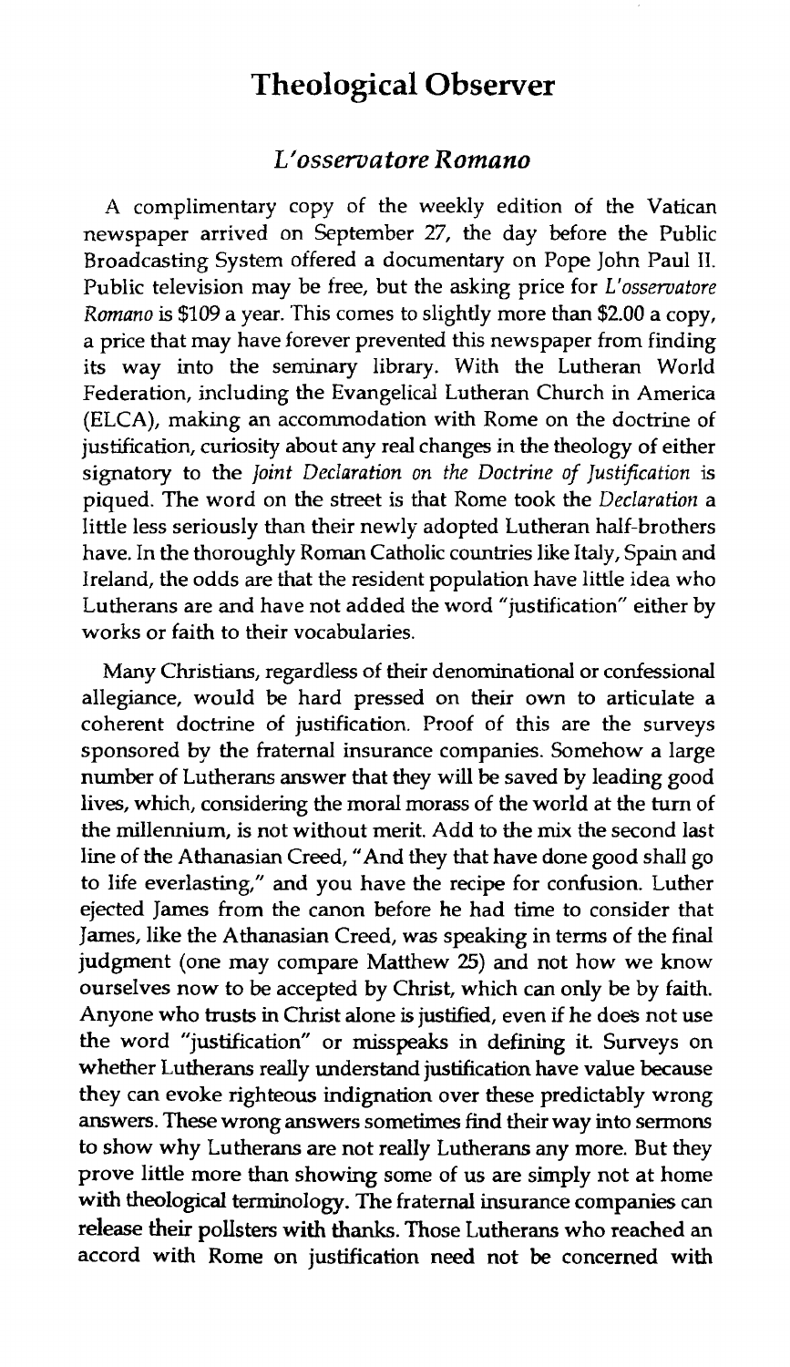# Theological Observer

## *L'osservatore Romano*

A complimentary copy of the weekly edition of the Vatican newspaper arrived on September 27, the day before the Public Broadcasting System offered a documentary on Pope John Paul II. Public television may be free, but the asking price for *L'osservatore Romano* is $109 a year. This comes to slightly more than $2.00 a copy, a price that may have forever prevented this newspaper from finding its way into the seminary library. With the Lutheran World Federation, including the Evangelical Lutheran Church in America (ELCA), making an accommodation with Rome on the doctrine of justification, curiosity about any real changes in the theology of either signatory to the *Joint Declaration on the Doctrine of Justification* is piqued. The word on the street is that Rome took the *Declaration* a little less seriously than their newly adopted Lutheran half-brothers have. In the thoroughly Roman Catholic countries like Italy, Spain and Ireland, the odds are that the resident population have little idea who Lutherans are and have not added the word "justification" either by works or faith to their vocabularies.

Many Christians, regardless of their denominational or confessional allegiance, would be hard pressed on their own to articulate a coherent doctrine of justification. Proof of this are the surveys sponsored by the fraternal insurance companies. Somehow a large number of Lutherans answer that they will be saved by leading good lives, which, considering the moral morass of the world at the turn of the millennium, is not without merit. Add to the mix the second last line of the Athanasian Creed, "And they that have done good shall go to life everlasting," and you have the recipe for confusion. Luther ejected James from the canon before he had time to consider that James, like the Athanasian Creed, was speaking in terms of the final judgment (one may compare Matthew 25) and not how we know ourselves now to be accepted by Christ, which can only be by faith. Anyone who trusts in Christ alone is justified, even if he does not use the word "justification" or misspeaks in defining it. Surveys on whether Lutherans really understand justification have value because they can evoke righteous indignation over these predictably wrong answers. These wrong answers sometimes find their way into sermons to show why Lutherans are not really Lutherans any more. But they prove little more than showing some of us are simply not at home with theological terminology. The fraternal insurance companies can release their pollsters with thanks. Those Lutherans who reached an accord with Rome on justification need not be concerned with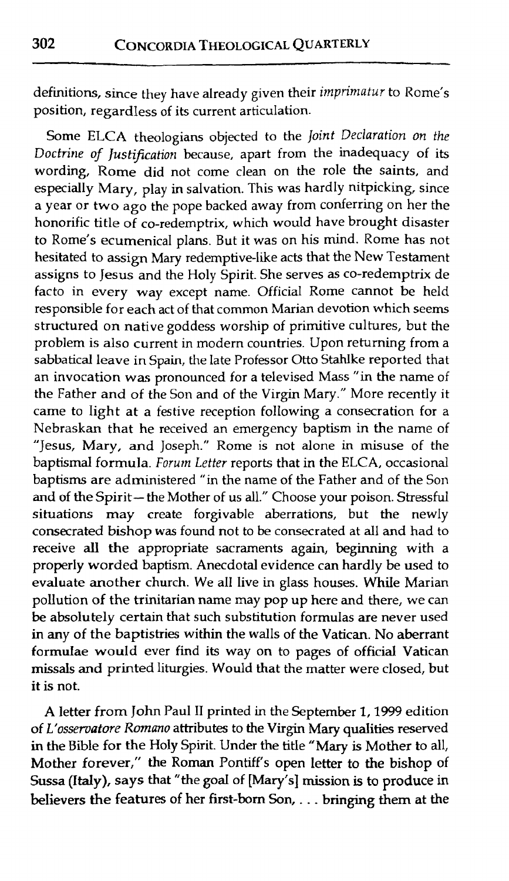definitions, since they have already given their *imprimatur* to Rome's position, regardless of its current articulation.

Some ELCA theologians objected to the *Joint Declaration on the Doctrine of Justification* because, apart from the inadequacy of its wording, Rome did not come clean on the role the saints, and especially Mary, play in salvation. This was hardly nitpicking, since a year or two ago the pope backed away from conferring on her the honorific title of co-redemptrix, which would have brought disaster to Rome's ecumenical plans. But it was on his mind. Rome has not hesitated to assign Mary redemptive-like acts that the New Testament assigns to Jesus and the Holy Spirit. She serves as co-redemptrix de facto in every way except name. Official Rome cannot be held responsible for each act of that common Marian devotion which seems structured on native goddess worship of primitive cultures, but the problem is also current in modern countries. Upon returning from a sabbatical leave in Spain, the late Professor Otto Stahlke reported that an invocation was pronounced for a televised Mass "in the name of the Father and of the Son and of the Virgin Mary." More recently it came to light at a festive reception following a consecration for a Nebraskan that he received an emergency baptism in the name of "Jesus, Mary, and Joseph." Rome is not alone in misuse of the baptismal formula. *Forum Letter* reports that in the ELCA, occasional baptisms are administered "in the name of the Father and of the Son and of the Spirit—the Mother of us all." Choose your poison. Stressful situations may create forgivable aberrations, but the newly consecrated bishop was found not to be consecrated at all and had to receive all the appropriate sacraments again, beginning with a properly worded baptism. Anecdotal evidence can hardly be used to evaluate another church. We all live in glass houses. While Marian pollution of the trinitarian name may pop up here and there, we can be absolutely certain that such substitution formulas are never used in any of the baptistries within the walls of the Vatican. No aberrant formulae would ever find its way on to pages of official Vatican missals and printed liturgies. Would that the matter were closed, but it is not.

A letter from John Paul II printed in the September 1, 1999 edition of *L'osservatore Romano* attributes to the Virgin Mary qualities reserved in the Bible for the Holy Spirit. Under the title "Mary is Mother to all, Mother forever," the Roman Pontiff's open letter to the bishop of Sussa (Italy), says that "the goal of [Mary's] mission is to produce in believers the features of her first-born Son, . . . bringing them at the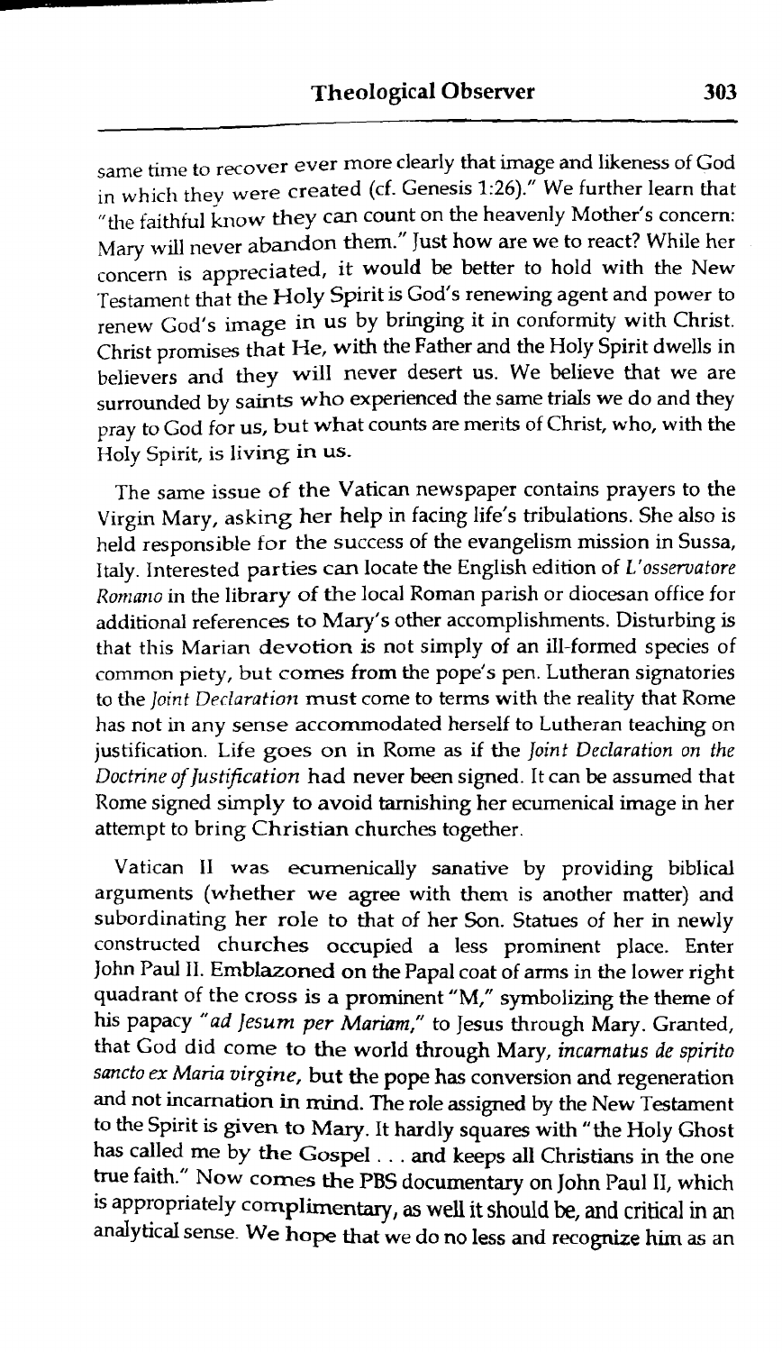same time to recover ever more clearly that image and likeness of God in which they were created (cf. Genesis 1:26)." We further learn that "the faithful know they can count on the heavenly Mother's concern: Mary will never abandon them." Just how are we to react? While her concern is appreciated, it would be better to hold with the New Testament that the Holy Spirit is God's renewing agent and power to renew God's image in us by bringing it in conformity with Christ. Christ promises that He, with the Father and the Holy Spirit dwells in believers and they will never desert us. We believe that we are surrounded by saints who experienced the same trials we do and they pray to God for us, but what counts are merits of Christ, who, with the Holy Spirit, is living in us.

The same issue of the Vatican newspaper contains prayers to the Virgin Mary, asking her help in facing life's tribulations. She also is held responsible for the success of the evangelism mission in Sussa, Italy. Interested parties can locate the English edition of *L'osservatore Romano* in the library of the local Roman parish or diocesan office for additional references to Mary's other accomplishments. Disturbing is that this Marian devotion is not simply of an ill-formed species of common piety, but comes from the pope's pen. Lutheran signatories to the *Joint Declaration* must come to terms with the reality that Rome has not in any sense accommodated herself to Lutheran teaching on justification. Life goes on in Rome as if the *Joint Declaration on the Doctrine of Justification* had never been signed. It can be assumed that Rome signed simply to avoid tarnishing her ecumenical image in her attempt to bring Christian churches together.

Vatican II was ecumenically sanative by providing biblical arguments (whether we agree with them is another matter) and subordinating her role to that of her Son. Statues of her in newly constructed churches occupied a less prominent place. Enter John Paul II. Emblazoned on the Papal coat of arms in the lower right quadrant of the cross is a prominent "M," symbolizing the theme of his papacy *"ad Jesum per Mariam,"* to Jesus through Mary. Granted, that God did come to the world through Mary, *incarnatus de spirito sancto ex Maria virgine*, but the pope has conversion and regeneration and not incarnation in mind. The role assigned by the New Testament to the Spirit is given to Mary. It hardly squares with "the Holy Ghost has called me by the Gospel . . . and keeps all Christians in the one true faith." Now comes the PBS documentary on John Paul II, which is appropriately complimentary, as well it should be, and critical in an analytical sense. We hope that we do no less and recognize him as an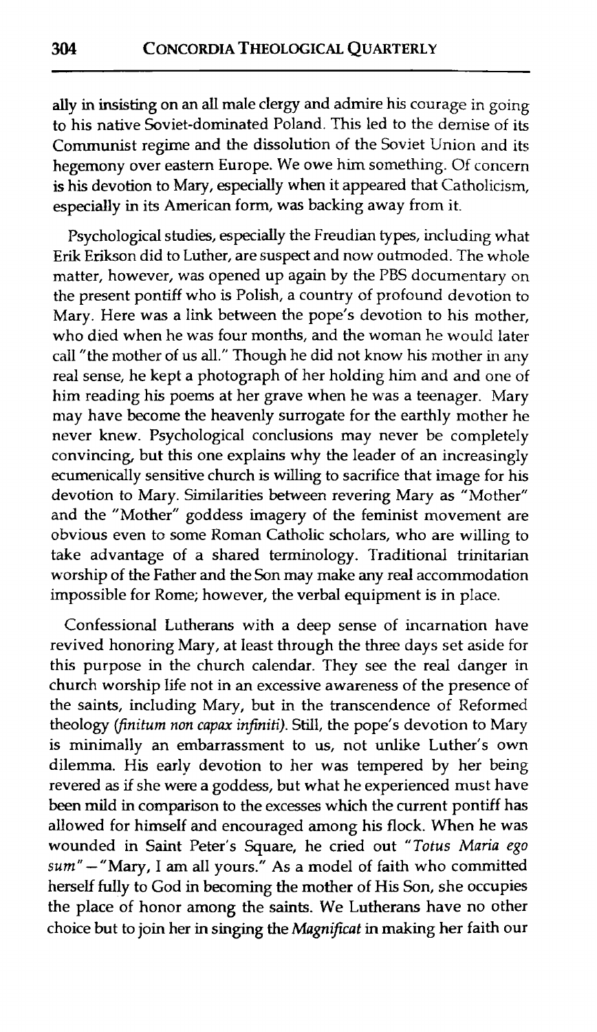ally in insisting on an all male clergy and admire his courage in going to his native Soviet-dominated Poland. This led to the demise of its Communist regime and the dissolution of the Soviet Union and its hegemony over eastern Europe. We owe him something. Of concern is his devotion to Mary, especially when it appeared that Catholicism, especially in its American form, was backing away from it.

Psychological studies, especially the Freudian types, including what Erik Erikson did to Luther, are suspect and now outmoded. The whole matter, however, was opened up again by the PBS documentary on the present pontiff who is Polish, a country of profound devotion to Mary. Here was a link between the pope's devotion to his mother, who died when he was four months, and the woman he would later call "the mother of us all." Though he did not know his mother in any real sense, he kept a photograph of her holding him and and one of him reading his poems at her grave when he was a teenager. Mary may have become the heavenly surrogate for the earthly mother he never knew. Psychological conclusions may never be completely convincing, but this one explains why the leader of an increasingly ecumenically sensitive church is willing to sacrifice that image for his devotion to Mary. Similarities between revering Mary as "Mother" and the "Mother" goddess imagery of the feminist movement are obvious even to some Roman Catholic scholars, who are willing to take advantage of a shared terminology. Traditional trinitarian worship of the Father and the Son may make any real accommodation impossible for Rome; however, the verbal equipment is in place.

Confessional Lutherans with a deep sense of incarnation have revived honoring Mary, at least through the three days set aside for this purpose in the church calendar. They see the real danger in church worship life not in an excessive awareness of the presence of the saints, including Mary, but in the transcendence of Reformed theology (*finitum non capax infiniti*). Still, the pope's devotion to Mary is minimally an embarrassment to us, not unlike Luther's own dilemma. His early devotion to her was tempered by her being revered as if she were a goddess, but what he experienced must have been mild in comparison to the excesses which the current pontiff has allowed for himself and encouraged among his flock. When he was wounded in Saint Peter's Square, he cried out "*Totus Maria ego sum*" – "Mary, I am all yours." As a model of faith who committed herself fully to God in becoming the mother of His Son, she occupies the place of honor among the saints. We Lutherans have no other choice but to join her in singing the *Magnificat* in making her faith our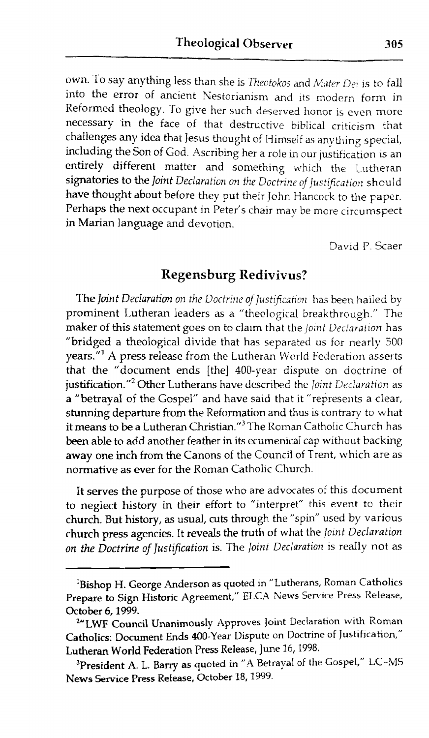own. To say anything less than she is *Theotokos* and *Mater Dei* is to fall into the error of ancient Nestorianism and its modern form in Reformed theology. To give her such deserved honor is even more necessary in the face of that destructive biblical criticism that challenges any idea that Jesus thought of Himself as anything special, including the Son of God. Ascribing her a role in our justification is an entirely different matter and something which the Lutheran signatories to the *Joint Declaration on the Doctrine of Justification* should have thought about before they put their John Hancock to the paper. Perhaps the next occupant in Peter's chair may be more circumspect in Marian language and devotion.

David P. Scaer

## Regensburg Redivivus?

The *Joint Declaration on the Doctrine of Justification* has been hailed by prominent Lutheran leaders as a "theological breakthrough." The maker of this statement goes on to claim that the *Joint Declaration* has "bridged a theological divide that has separated us for nearly 500 years."[1] A press release from the Lutheran World Federation asserts that the "document ends [the] 400-year dispute on doctrine of justification."[2] Other Lutherans have described the *Joint Declaration* as a "betrayal of the Gospel" and have said that it "represents a clear, stunning departure from the Reformation and thus is contrary to what it means to be a Lutheran Christian."[3] The Roman Catholic Church has been able to add another feather in its ecumenical cap without backing away one inch from the Canons of the Council of Trent, which are as normative as ever for the Roman Catholic Church.

It serves the purpose of those who are advocates of this document to neglect history in their effort to "interpret" this event to their church. But history, as usual, cuts through the "spin" used by various church press agencies. It reveals the truth of what the *Joint Declaration on the Doctrine of Justification* is. The *Joint Declaration* is really not as

---

[1] Bishop H. George Anderson as quoted in "Lutherans, Roman Catholics Prepare to Sign Historic Agreement," ELCA News Service Press Release, October 6, 1999.

[2] "LWF Council Unanimously Approves Joint Declaration with Roman Catholics: Document Ends 400-Year Dispute on Doctrine of Justification," Lutheran World Federation Press Release, June 16, 1998.

[3] President A. L. Barry as quoted in "A Betrayal of the Gospel," LC-MS News Service Press Release, October 18, 1999.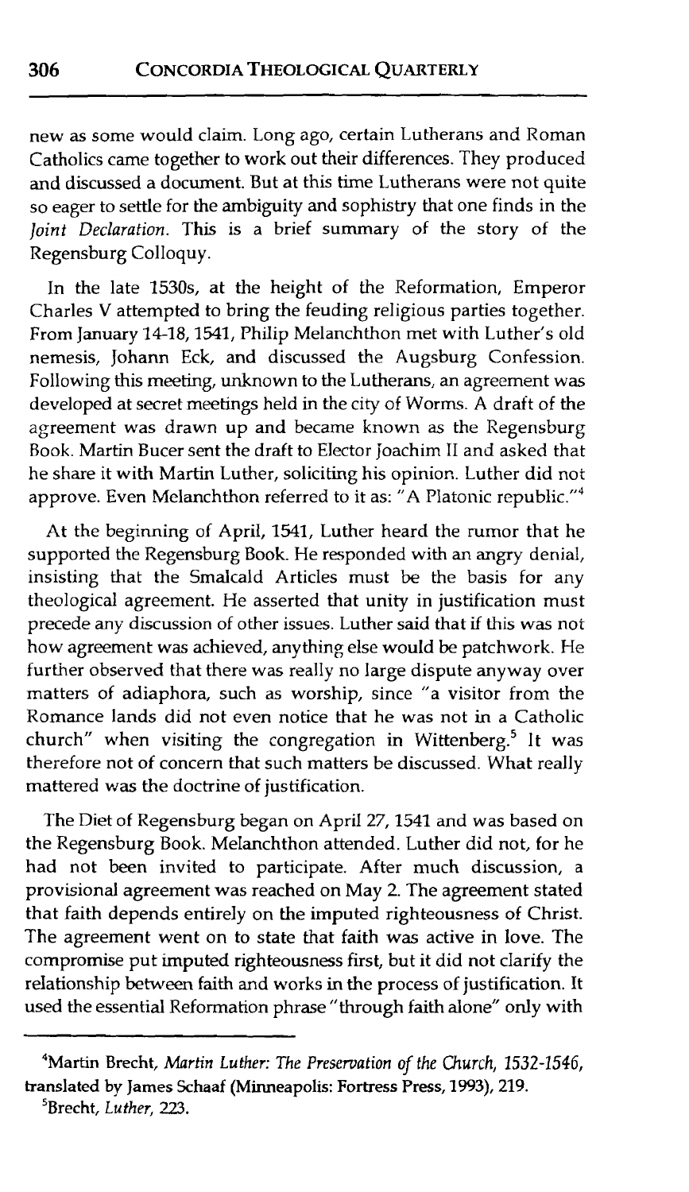new as some would claim. Long ago, certain Lutherans and Roman Catholics came together to work out their differences. They produced and discussed a document. But at this time Lutherans were not quite so eager to settle for the ambiguity and sophistry that one finds in the *Joint Declaration*. This is a brief summary of the story of the Regensburg Colloquy.

In the late 1530s, at the height of the Reformation, Emperor Charles V attempted to bring the feuding religious parties together. From January 14-18, 1541, Philip Melanchthon met with Luther's old nemesis, Johann Eck, and discussed the Augsburg Confession. Following this meeting, unknown to the Lutherans, an agreement was developed at secret meetings held in the city of Worms. A draft of the agreement was drawn up and became known as the Regensburg Book. Martin Bucer sent the draft to Elector Joachim II and asked that he share it with Martin Luther, soliciting his opinion. Luther did not approve. Even Melanchthon referred to it as: "A Platonic republic."[4]

At the beginning of April, 1541, Luther heard the rumor that he supported the Regensburg Book. He responded with an angry denial, insisting that the Smalcald Articles must be the basis for any theological agreement. He asserted that unity in justification must precede any discussion of other issues. Luther said that if this was not how agreement was achieved, anything else would be patchwork. He further observed that there was really no large dispute anyway over matters of adiaphora, such as worship, since "a visitor from the Romance lands did not even notice that he was not in a Catholic church" when visiting the congregation in Wittenberg.[5] It was therefore not of concern that such matters be discussed. What really mattered was the doctrine of justification.

The Diet of Regensburg began on April 27, 1541 and was based on the Regensburg Book. Melanchthon attended. Luther did not, for he had not been invited to participate. After much discussion, a provisional agreement was reached on May 2. The agreement stated that faith depends entirely on the imputed righteousness of Christ. The agreement went on to state that faith was active in love. The compromise put imputed righteousness first, but it did not clarify the relationship between faith and works in the process of justification. It used the essential Reformation phrase "through faith alone" only with

---

[4]Martin Brecht, *Martin Luther: The Preservation of the Church, 1532-1546*, translated by James Schaaf (Minneapolis: Fortress Press, 1993), 219.

[5]Brecht, *Luther*, 223.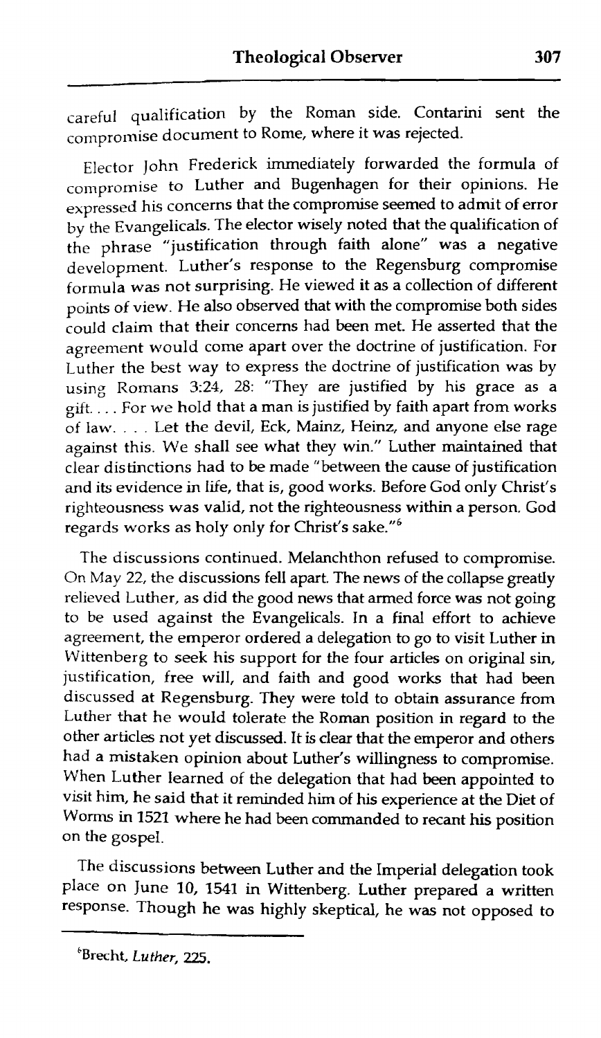careful qualification by the Roman side. Contarini sent the compromise document to Rome, where it was rejected.

Elector John Frederick immediately forwarded the formula of compromise to Luther and Bugenhagen for their opinions. He expressed his concerns that the compromise seemed to admit of error by the Evangelicals. The elector wisely noted that the qualification of the phrase "justification through faith alone" was a negative development. Luther's response to the Regensburg compromise formula was not surprising. He viewed it as a collection of different points of view. He also observed that with the compromise both sides could claim that their concerns had been met. He asserted that the agreement would come apart over the doctrine of justification. For Luther the best way to express the doctrine of justification was by using Romans 3:24, 28: "They are justified by his grace as a gift. . . . For we hold that a man is justified by faith apart from works of law. . . . Let the devil, Eck, Mainz, Heinz, and anyone else rage against this. We shall see what they win." Luther maintained that clear distinctions had to be made "between the cause of justification and its evidence in life, that is, good works. Before God only Christ's righteousness was valid, not the righteousness within a person. God regards works as holy only for Christ's sake."[6]

The discussions continued. Melanchthon refused to compromise. On May 22, the discussions fell apart. The news of the collapse greatly relieved Luther, as did the good news that armed force was not going to be used against the Evangelicals. In a final effort to achieve agreement, the emperor ordered a delegation to go to visit Luther in Wittenberg to seek his support for the four articles on original sin, justification, free will, and faith and good works that had been discussed at Regensburg. They were told to obtain assurance from Luther that he would tolerate the Roman position in regard to the other articles not yet discussed. It is clear that the emperor and others had a mistaken opinion about Luther's willingness to compromise. When Luther learned of the delegation that had been appointed to visit him, he said that it reminded him of his experience at the Diet of Worms in 1521 where he had been commanded to recant his position on the gospel.

The discussions between Luther and the Imperial delegation took place on June 10, 1541 in Wittenberg. Luther prepared a written response. Though he was highly skeptical, he was not opposed to

[6] Brecht, *Luther*, 225.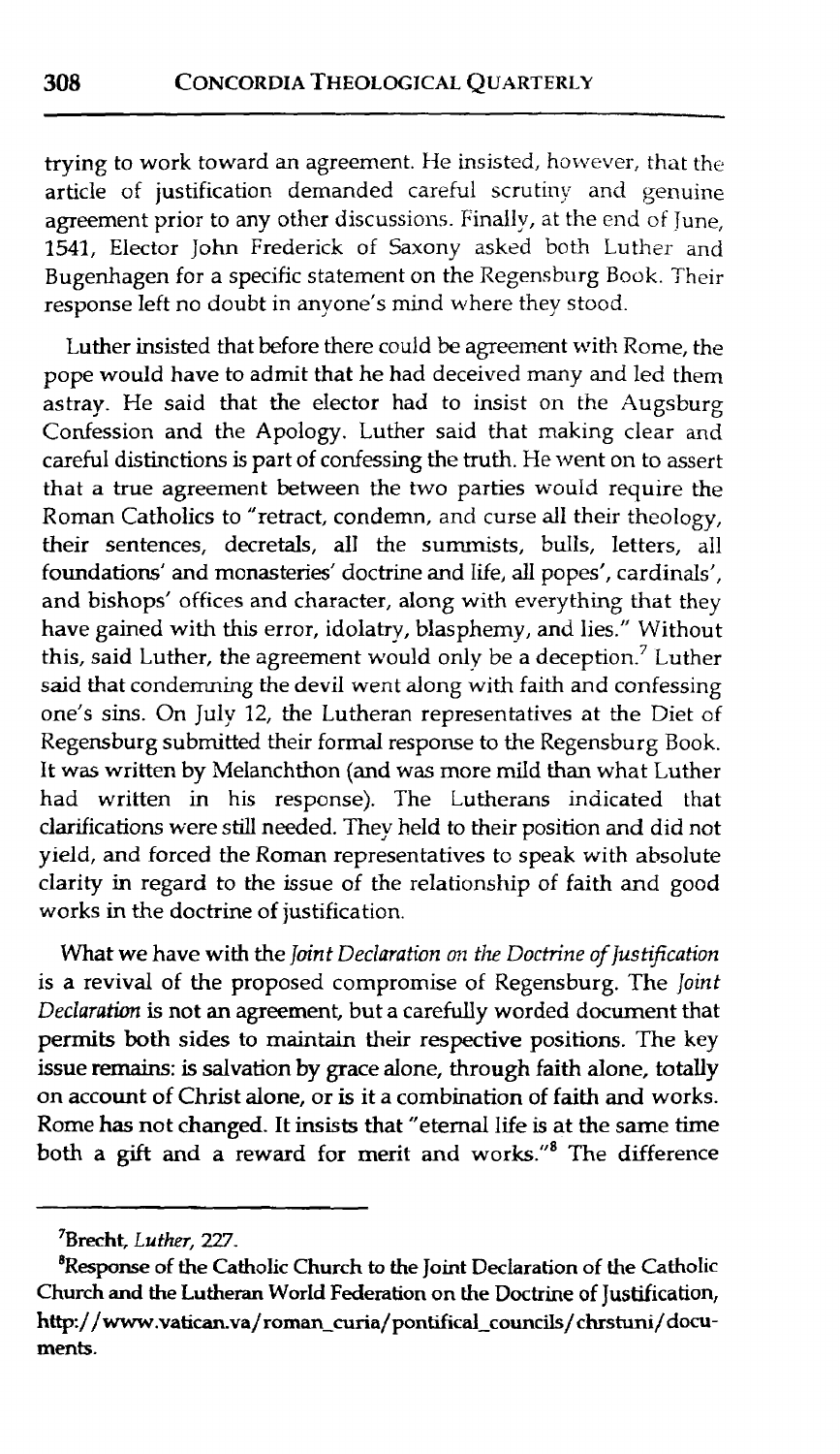trying to work toward an agreement. He insisted, however, that the article of justification demanded careful scrutiny and genuine agreement prior to any other discussions. Finally, at the end of June, 1541, Elector John Frederick of Saxony asked both Luther and Bugenhagen for a specific statement on the Regensburg Book. Their response left no doubt in anyone's mind where they stood.

Luther insisted that before there could be agreement with Rome, the pope would have to admit that he had deceived many and led them astray. He said that the elector had to insist on the Augsburg Confession and the Apology. Luther said that making clear and careful distinctions is part of confessing the truth. He went on to assert that a true agreement between the two parties would require the Roman Catholics to "retract, condemn, and curse all their theology, their sentences, decretals, all the summists, bulls, letters, all foundations' and monasteries' doctrine and life, all popes', cardinals', and bishops' offices and character, along with everything that they have gained with this error, idolatry, blasphemy, and lies." Without this, said Luther, the agreement would only be a deception.[7] Luther said that condemning the devil went along with faith and confessing one's sins. On July 12, the Lutheran representatives at the Diet of Regensburg submitted their formal response to the Regensburg Book. It was written by Melanchthon (and was more mild than what Luther had written in his response). The Lutherans indicated that clarifications were still needed. They held to their position and did not yield, and forced the Roman representatives to speak with absolute clarity in regard to the issue of the relationship of faith and good works in the doctrine of justification.

What we have with the *Joint Declaration on the Doctrine of Justification* is a revival of the proposed compromise of Regensburg. The *Joint Declaration* is not an agreement, but a carefully worded document that permits both sides to maintain their respective positions. The key issue remains: is salvation by grace alone, through faith alone, totally on account of Christ alone, or is it a combination of faith and works. Rome has not changed. It insists that "eternal life is at the same time both a gift and a reward for merit and works."[8] The difference

---

[7]Brecht, *Luther*, 227.

[8]Response of the Catholic Church to the Joint Declaration of the Catholic Church and the Lutheran World Federation on the Doctrine of Justification, http://www.vatican.va/roman_curia/pontifical_councils/chrstuni/documents.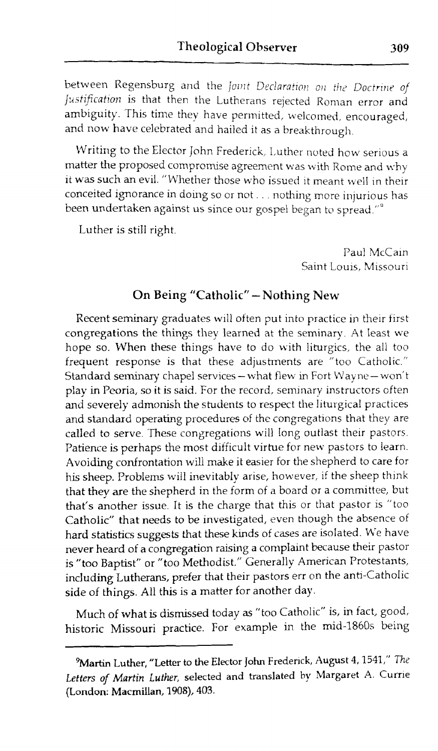between Regensburg and the *Joint Declaration on the Doctrine of Justification* is that then the Lutherans rejected Roman error and ambiguity. This time they have permitted, welcomed, encouraged, and now have celebrated and hailed it as a breakthrough.

Writing to the Elector John Frederick, Luther noted how serious a matter the proposed compromise agreement was with Rome and why it was such an evil. "Whether those who issued it meant well in their conceited ignorance in doing so or not . . . nothing more injurious has been undertaken against us since our gospel began to spread."[9]

Luther is still right.

Paul McCain
Saint Louis, Missouri

## On Being "Catholic" – Nothing New

Recent seminary graduates will often put into practice in their first congregations the things they learned at the seminary. At least we hope so. When these things have to do with liturgics, the all too frequent response is that these adjustments are "too Catholic." Standard seminary chapel services – what flew in Fort Wayne – won't play in Peoria, so it is said. For the record, seminary instructors often and severely admonish the students to respect the liturgical practices and standard operating procedures of the congregations that they are called to serve. These congregations will long outlast their pastors. Patience is perhaps the most difficult virtue for new pastors to learn. Avoiding confrontation will make it easier for the shepherd to care for his sheep. Problems will inevitably arise, however, if the sheep think that they are the shepherd in the form of a board or a committee, but that's another issue. It is the charge that this or that pastor is "too Catholic" that needs to be investigated, even though the absence of hard statistics suggests that these kinds of cases are isolated. We have never heard of a congregation raising a complaint because their pastor is "too Baptist" or "too Methodist." Generally American Protestants, including Lutherans, prefer that their pastors err on the anti-Catholic side of things. All this is a matter for another day.

Much of what is dismissed today as "too Catholic" is, in fact, good, historic Missouri practice. For example in the mid-1860s being

---

[9]Martin Luther, "Letter to the Elector John Frederick, August 4, 1541," *The Letters of Martin Luther*, selected and translated by Margaret A. Currie (London: Macmillan, 1908), 403.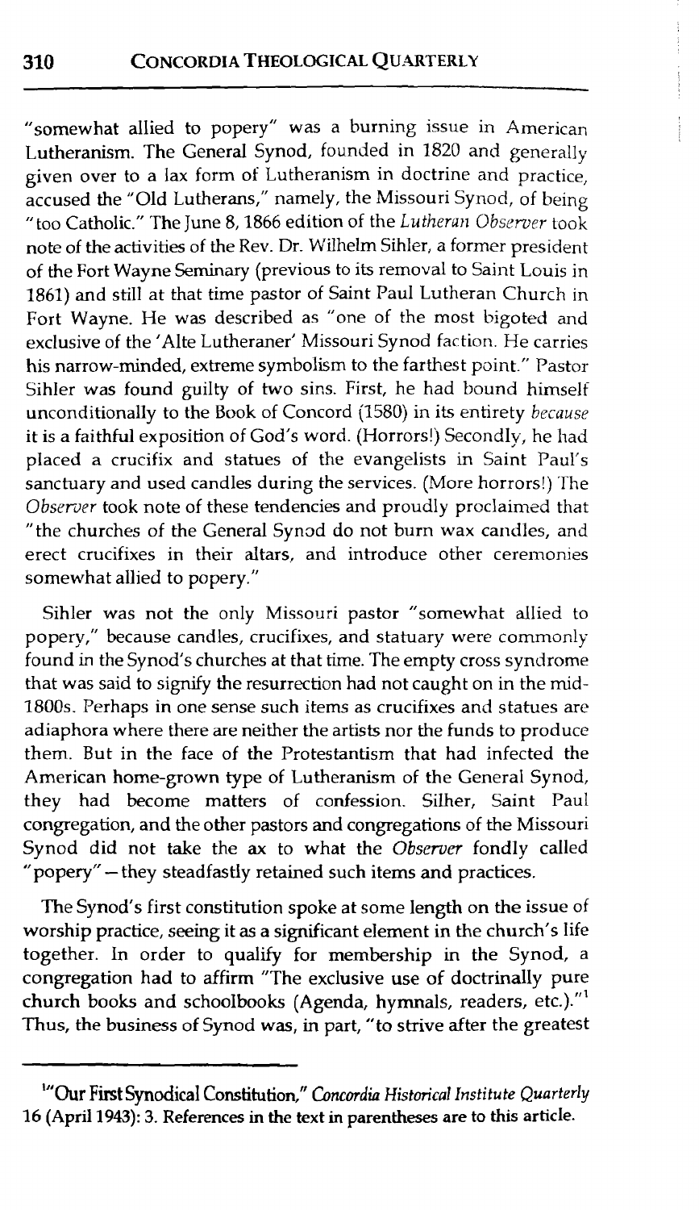"somewhat allied to popery" was a burning issue in American Lutheranism. The General Synod, founded in 1820 and generally given over to a lax form of Lutheranism in doctrine and practice, accused the "Old Lutherans," namely, the Missouri Synod, of being "too Catholic." The June 8, 1866 edition of the *Lutheran Observer* took note of the activities of the Rev. Dr. Wilhelm Sihler, a former president of the Fort Wayne Seminary (previous to its removal to Saint Louis in 1861) and still at that time pastor of Saint Paul Lutheran Church in Fort Wayne. He was described as "one of the most bigoted and exclusive of the 'Alte Lutheraner' Missouri Synod faction. He carries his narrow-minded, extreme symbolism to the farthest point." Pastor Sihler was found guilty of two sins. First, he had bound himself unconditionally to the Book of Concord (1580) in its entirety *because* it is a faithful exposition of God's word. (Horrors!) Secondly, he had placed a crucifix and statues of the evangelists in Saint Paul's sanctuary and used candles during the services. (More horrors!) The *Observer* took note of these tendencies and proudly proclaimed that "the churches of the General Synod do not burn wax candles, and erect crucifixes in their altars, and introduce other ceremonies somewhat allied to popery."

Sihler was not the only Missouri pastor "somewhat allied to popery," because candles, crucifixes, and statuary were commonly found in the Synod's churches at that time. The empty cross syndrome that was said to signify the resurrection had not caught on in the mid-1800s. Perhaps in one sense such items as crucifixes and statues are adiaphora where there are neither the artists nor the funds to produce them. But in the face of the Protestantism that had infected the American home-grown type of Lutheranism of the General Synod, they had become matters of confession. Silher, Saint Paul congregation, and the other pastors and congregations of the Missouri Synod did not take the ax to what the *Observer* fondly called "popery"—they steadfastly retained such items and practices.

The Synod's first constitution spoke at some length on the issue of worship practice, seeing it as a significant element in the church's life together. In order to qualify for membership in the Synod, a congregation had to affirm "The exclusive use of doctrinally pure church books and schoolbooks (Agenda, hymnals, readers, etc.)."[1] Thus, the business of Synod was, in part, "to strive after the greatest

---

[1] "Our First Synodical Constitution," *Concordia Historical Institute Quarterly* 16 (April 1943): 3. References in the text in parentheses are to this article.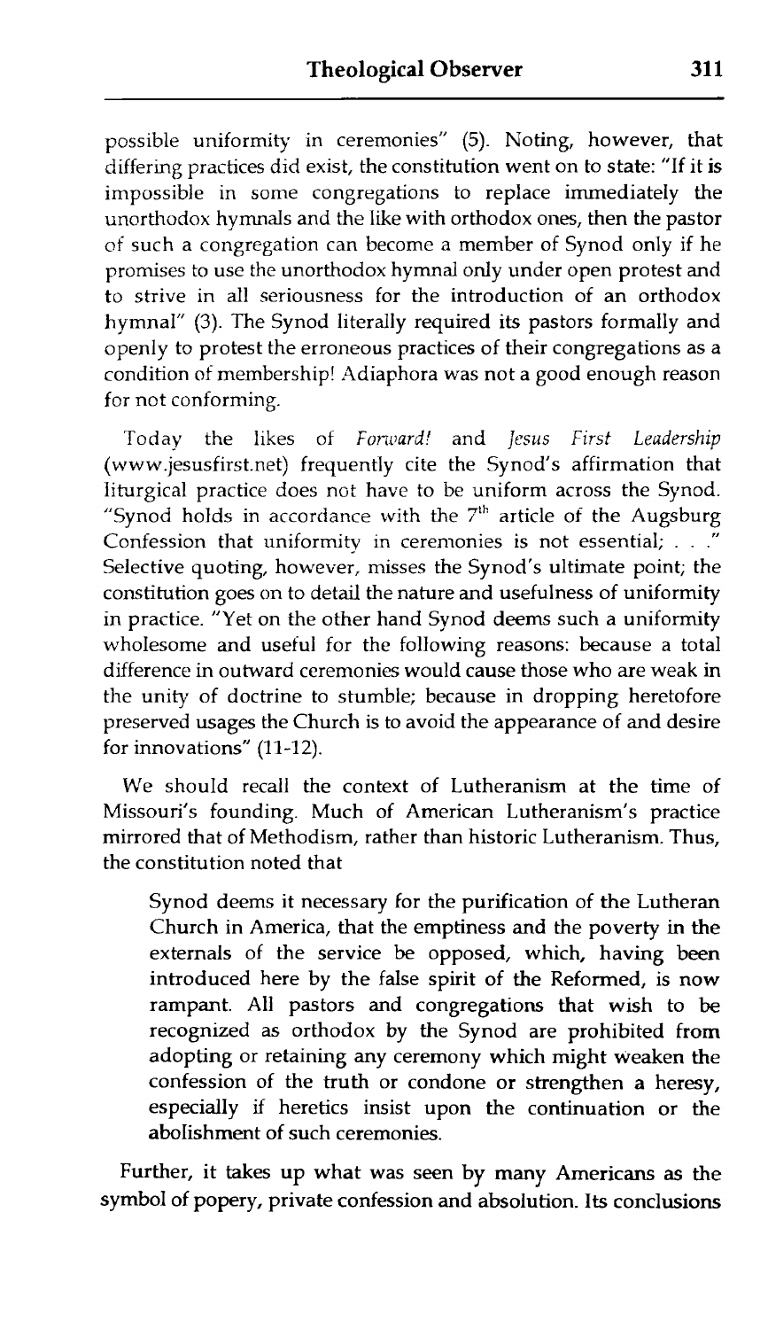possible uniformity in ceremonies" (5). Noting, however, that differing practices did exist, the constitution went on to state: "If it is impossible in some congregations to replace immediately the unorthodox hymnals and the like with orthodox ones, then the pastor of such a congregation can become a member of Synod only if he promises to use the unorthodox hymnal only under open protest and to strive in all seriousness for the introduction of an orthodox hymnal" (3). The Synod literally required its pastors formally and openly to protest the erroneous practices of their congregations as a condition of membership! Adiaphora was not a good enough reason for not conforming.

Today the likes of *Forward!* and *Jesus First Leadership* (www.jesusfirst.net) frequently cite the Synod's affirmation that liturgical practice does not have to be uniform across the Synod. "Synod holds in accordance with the 7th article of the Augsburg Confession that uniformity in ceremonies is not essential; . . ." Selective quoting, however, misses the Synod's ultimate point; the constitution goes on to detail the nature and usefulness of uniformity in practice. "Yet on the other hand Synod deems such a uniformity wholesome and useful for the following reasons: because a total difference in outward ceremonies would cause those who are weak in the unity of doctrine to stumble; because in dropping heretofore preserved usages the Church is to avoid the appearance of and desire for innovations" (11-12).

We should recall the context of Lutheranism at the time of Missouri's founding. Much of American Lutheranism's practice mirrored that of Methodism, rather than historic Lutheranism. Thus, the constitution noted that

> Synod deems it necessary for the purification of the Lutheran Church in America, that the emptiness and the poverty in the externals of the service be opposed, which, having been introduced here by the false spirit of the Reformed, is now rampant. All pastors and congregations that wish to be recognized as orthodox by the Synod are prohibited from adopting or retaining any ceremony which might weaken the confession of the truth or condone or strengthen a heresy, especially if heretics insist upon the continuation or the abolishment of such ceremonies.

Further, it takes up what was seen by many Americans as the symbol of popery, private confession and absolution. Its conclusions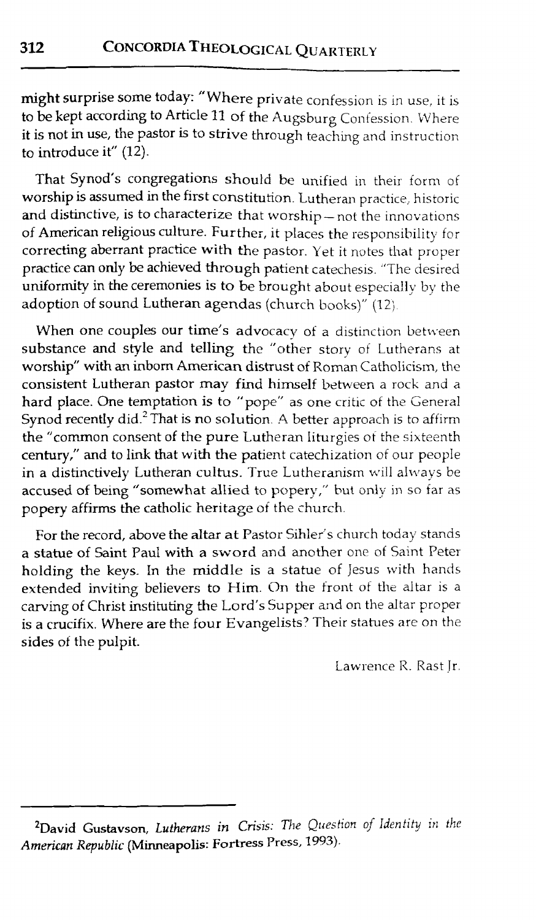might surprise some today: "Where private confession is in use, it is to be kept according to Article 11 of the Augsburg Confession. Where it is not in use, the pastor is to strive through teaching and instruction to introduce it" (12).

That Synod's congregations should be unified in their form of worship is assumed in the first constitution. Lutheran practice, historic and distinctive, is to characterize that worship—not the innovations of American religious culture. Further, it places the responsibility for correcting aberrant practice with the pastor. Yet it notes that proper practice can only be achieved through patient catechesis. "The desired uniformity in the ceremonies is to be brought about especially by the adoption of sound Lutheran agendas (church books)" (12).

When one couples our time's advocacy of a distinction between substance and style and telling the "other story of Lutherans at worship" with an inborn American distrust of Roman Catholicism, the consistent Lutheran pastor may find himself between a rock and a hard place. One temptation is to "pope" as one critic of the General Synod recently did.[2] That is no solution. A better approach is to affirm the "common consent of the pure Lutheran liturgies of the sixteenth century," and to link that with the patient catechization of our people in a distinctively Lutheran cultus. True Lutheranism will always be accused of being "somewhat allied to popery," but only in so far as popery affirms the catholic heritage of the church.

For the record, above the altar at Pastor Sihler's church today stands a statue of Saint Paul with a sword and another one of Saint Peter holding the keys. In the middle is a statue of Jesus with hands extended inviting believers to Him. On the front of the altar is a carving of Christ instituting the Lord's Supper and on the altar proper is a crucifix. Where are the four Evangelists? Their statues are on the sides of the pulpit.

Lawrence R. Rast Jr.

---

[2]David Gustavson, *Lutherans in Crisis: The Question of Identity in the American Republic* (Minneapolis: Fortress Press, 1993).